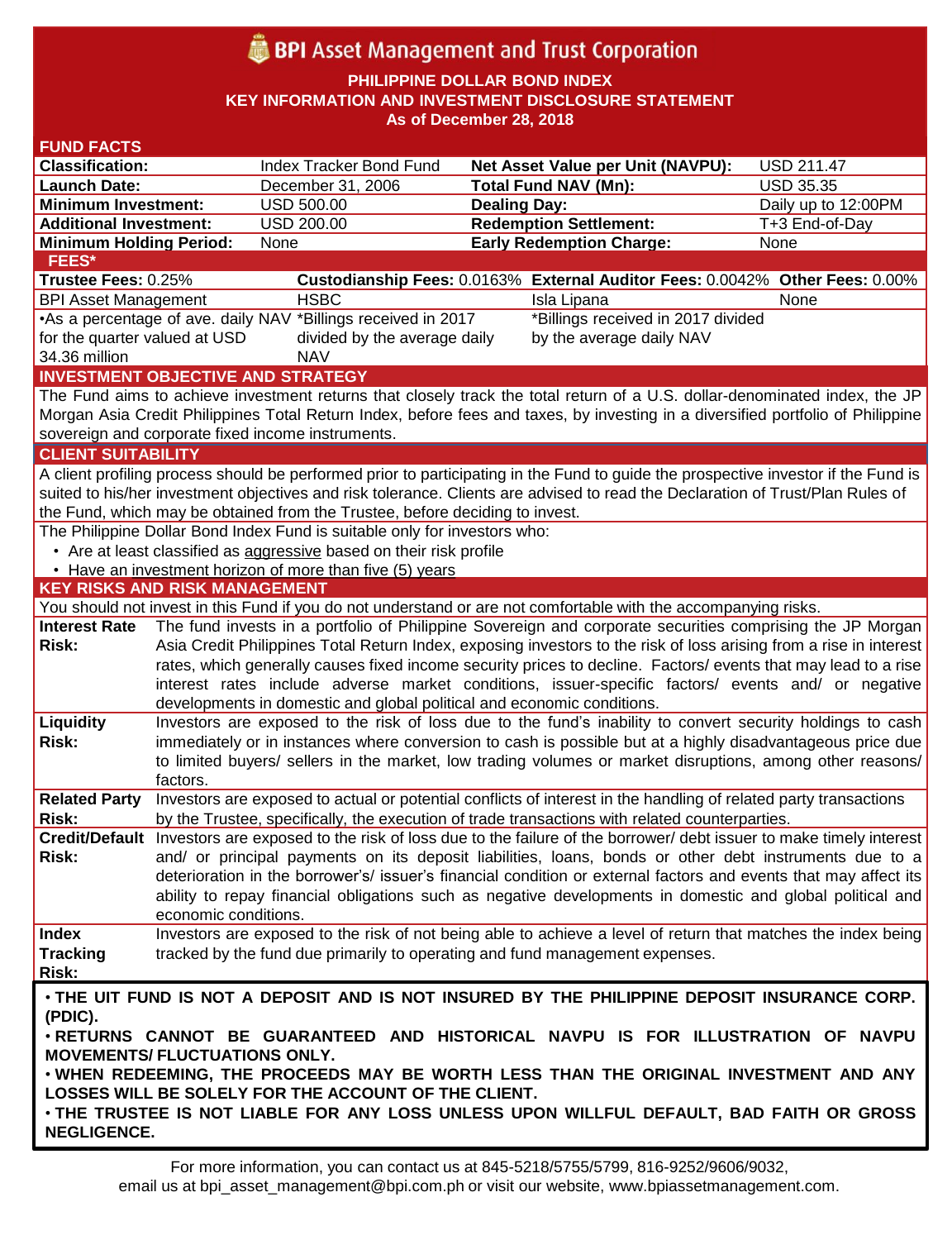# BPI Asset Management and Trust Corporation

## PHILIPPINE DOLLAR BOND INDEX
## KEY INFORMATION AND INVESTMENT DISCLOSURE STATEMENT
## As of December 28, 2018

### FUND FACTS

| | | | |
|---|---|---|---|
| **Classification:** | Index Tracker Bond Fund | **Net Asset Value per Unit (NAVPU):** | USD 211.47 |
| **Launch Date:** | December 31, 2006 | **Total Fund NAV (Mn):** | USD 35.35 |
| **Minimum Investment:** | USD 500.00 | **Dealing Day:** | Daily up to 12:00PM |
| **Additional Investment:** | USD 200.00 | **Redemption Settlement:** | T+3 End-of-Day |
| **Minimum Holding Period:** | None | **Early Redemption Charge:** | None |

### FEES*

| **Trustee Fees:** 0.25% | **Custodianship Fees:** 0.0163% | **External Auditor Fees:** 0.0042% | **Other Fees:** 0.00% |
|---|---|---|---|
| BPI Asset Management | HSBC | Isla Lipana | None |
| •As a percentage of ave. daily NAV for the quarter valued at USD 34.36 million | *Billings received in 2017 divided by the average daily NAV | *Billings received in 2017 divided by the average daily NAV | |

### INVESTMENT OBJECTIVE AND STRATEGY

The Fund aims to achieve investment returns that closely track the total return of a U.S. dollar-denominated index, the JP Morgan Asia Credit Philippines Total Return Index, before fees and taxes, by investing in a diversified portfolio of Philippine sovereign and corporate fixed income instruments.

### CLIENT SUITABILITY

A client profiling process should be performed prior to participating in the Fund to guide the prospective investor if the Fund is suited to his/her investment objectives and risk tolerance. Clients are advised to read the Declaration of Trust/Plan Rules of the Fund, which may be obtained from the Trustee, before deciding to invest.

The Philippine Dollar Bond Index Fund is suitable only for investors who:

- Are at least classified as aggressive based on their risk profile
- Have an investment horizon of more than five (5) years

### KEY RISKS AND RISK MANAGEMENT

You should not invest in this Fund if you do not understand or are not comfortable with the accompanying risks.

| | |
|---|---|
| **Interest Rate Risk:** | The fund invests in a portfolio of Philippine Sovereign and corporate securities comprising the JP Morgan Asia Credit Philippines Total Return Index, exposing investors to the risk of loss arising from a rise in interest rates, which generally causes fixed income security prices to decline. Factors/ events that may lead to a rise interest rates include adverse market conditions, issuer-specific factors/ events and/ or negative developments in domestic and global political and economic conditions. |
| **Liquidity Risk:** | Investors are exposed to the risk of loss due to the fund's inability to convert security holdings to cash immediately or in instances where conversion to cash is possible but at a highly disadvantageous price due to limited buyers/ sellers in the market, low trading volumes or market disruptions, among other reasons/ factors. |
| **Related Party Risk:** | Investors are exposed to actual or potential conflicts of interest in the handling of related party transactions by the Trustee, specifically, the execution of trade transactions with related counterparties. |
| **Credit/Default Risk:** | Investors are exposed to the risk of loss due to the failure of the borrower/ debt issuer to make timely interest and/ or principal payments on its deposit liabilities, loans, bonds or other debt instruments due to a deterioration in the borrower's/ issuer's financial condition or external factors and events that may affect its ability to repay financial obligations such as negative developments in domestic and global political and economic conditions. |
| **Index Tracking Risk:** | Investors are exposed to the risk of not being able to achieve a level of return that matches the index being tracked by the fund due primarily to operating and fund management expenses. |

**• THE UIT FUND IS NOT A DEPOSIT AND IS NOT INSURED BY THE PHILIPPINE DEPOSIT INSURANCE CORP. (PDIC).**
**• RETURNS CANNOT BE GUARANTEED AND HISTORICAL NAVPU IS FOR ILLUSTRATION OF NAVPU MOVEMENTS/ FLUCTUATIONS ONLY.**
**• WHEN REDEEMING, THE PROCEEDS MAY BE WORTH LESS THAN THE ORIGINAL INVESTMENT AND ANY LOSSES WILL BE SOLELY FOR THE ACCOUNT OF THE CLIENT.**
**• THE TRUSTEE IS NOT LIABLE FOR ANY LOSS UNLESS UPON WILLFUL DEFAULT, BAD FAITH OR GROSS NEGLIGENCE.**

For more information, you can contact us at 845-5218/5755/5799, 816-9252/9606/9032, email us at bpi_asset_management@bpi.com.ph or visit our website, www.bpiassetmanagement.com.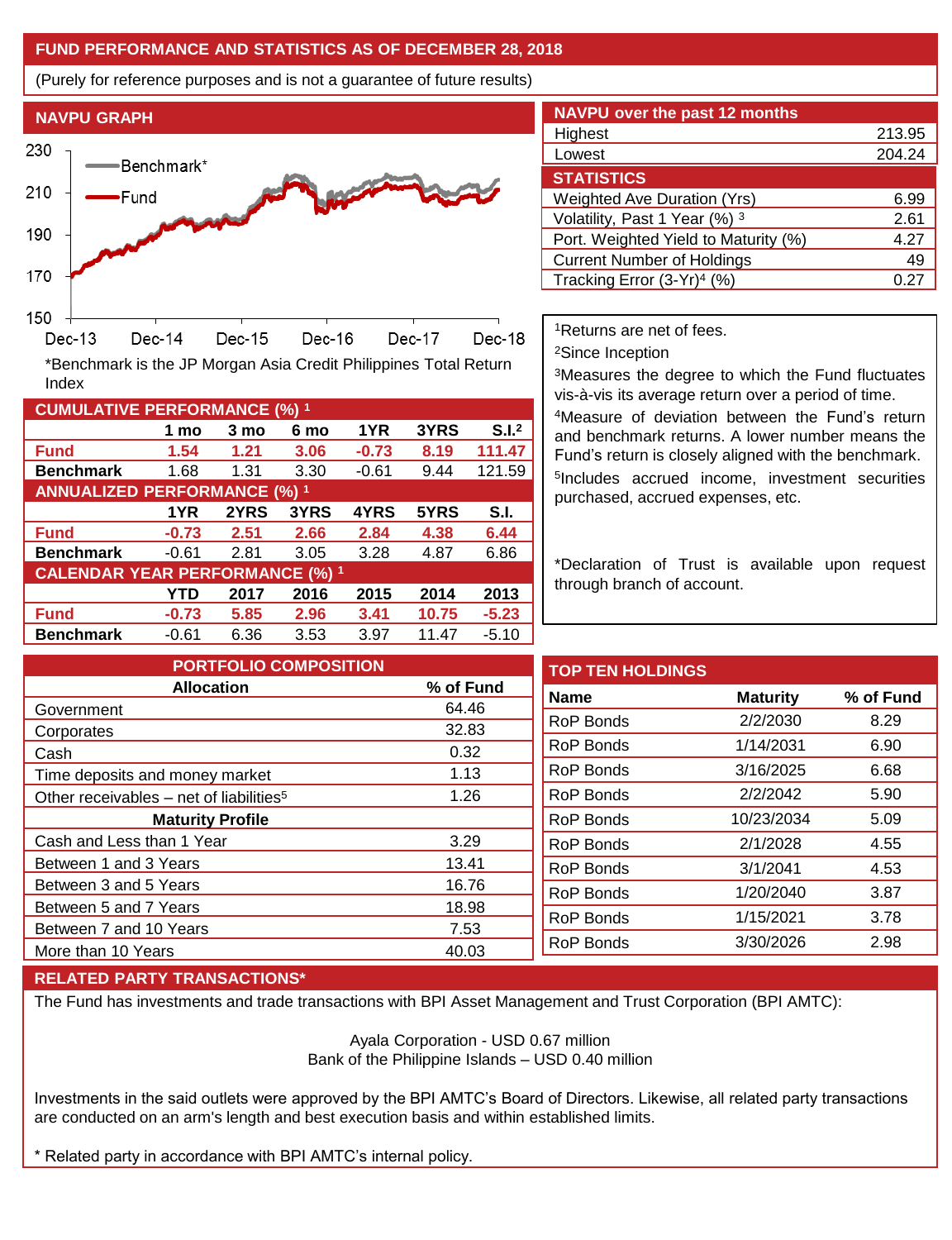## FUND PERFORMANCE AND STATISTICS AS OF DECEMBER 28, 2018

(Purely for reference purposes and is not a guarantee of future results)

## NAVPU GRAPH

*Benchmark is the JP Morgan Asia Credit Philippines Total Return Index

## NAVPU over the past 12 months

| | |
|---|---|
| Highest | 213.95 |
| Lowest | 204.24 |

## STATISTICS

| | |
|---|---|
| Weighted Ave Duration (Yrs) | 6.99 |
| Volatility, Past 1 Year (%) [3] | 2.61 |
| Port. Weighted Yield to Maturity (%) | 4.27 |
| Current Number of Holdings | 49 |
| Tracking Error (3-Yr)[4] (%) | 0.27 |

## CUMULATIVE PERFORMANCE (%) [1]

| | 1 mo | 3 mo | 6 mo | 1YR | 3YRS | S.I.[2] |
|---|---|---|---|---|---|---|
| **Fund** | **1.54** | **1.21** | **3.06** | **-0.73** | **8.19** | **111.47** |
| **Benchmark** | 1.68 | 1.31 | 3.30 | -0.61 | 9.44 | 121.59 |

## ANNUALIZED PERFORMANCE (%) [1]

| | 1YR | 2YRS | 3YRS | 4YRS | 5YRS | S.I. |
|---|---|---|---|---|---|---|
| **Fund** | **-0.73** | **2.51** | **2.66** | **2.84** | **4.38** | **6.44** |
| **Benchmark** | -0.61 | 2.81 | 3.05 | 3.28 | 4.87 | 6.86 |

## CALENDAR YEAR PERFORMANCE (%) [1]

| | YTD | 2017 | 2016 | 2015 | 2014 | 2013 |
|---|---|---|---|---|---|---|
| **Fund** | **-0.73** | **5.85** | **2.96** | **3.41** | **10.75** | **-5.23** |
| **Benchmark** | -0.61 | 6.36 | 3.53 | 3.97 | 11.47 | -5.10 |

[1]Returns are net of fees.

[2]Since Inception

[3]Measures the degree to which the Fund fluctuates vis-à-vis its average return over a period of time.

[4]Measure of deviation between the Fund's return and benchmark returns. A lower number means the Fund's return is closely aligned with the benchmark.

[5]Includes accrued income, investment securities purchased, accrued expenses, etc.

*Declaration of Trust is available upon request through branch of account.

## PORTFOLIO COMPOSITION

| Allocation | % of Fund |
|---|---|
| Government | 64.46 |
| Corporates | 32.83 |
| Cash | 0.32 |
| Time deposits and money market | 1.13 |
| Other receivables – net of liabilities[5] | 1.26 |
| **Maturity Profile** | |
| Cash and Less than 1 Year | 3.29 |
| Between 1 and 3 Years | 13.41 |
| Between 3 and 5 Years | 16.76 |
| Between 5 and 7 Years | 18.98 |
| Between 7 and 10 Years | 7.53 |
| More than 10 Years | 40.03 |

## TOP TEN HOLDINGS

| Name | Maturity | % of Fund |
|---|---|---|
| RoP Bonds | 2/2/2030 | 8.29 |
| RoP Bonds | 1/14/2031 | 6.90 |
| RoP Bonds | 3/16/2025 | 6.68 |
| RoP Bonds | 2/2/2042 | 5.90 |
| RoP Bonds | 10/23/2034 | 5.09 |
| RoP Bonds | 2/1/2028 | 4.55 |
| RoP Bonds | 3/1/2041 | 4.53 |
| RoP Bonds | 1/20/2040 | 3.87 |
| RoP Bonds | 1/15/2021 | 3.78 |
| RoP Bonds | 3/30/2026 | 2.98 |

## RELATED PARTY TRANSACTIONS*

The Fund has investments and trade transactions with BPI Asset Management and Trust Corporation (BPI AMTC):

Ayala Corporation - USD 0.67 million
Bank of the Philippine Islands – USD 0.40 million

Investments in the said outlets were approved by the BPI AMTC's Board of Directors. Likewise, all related party transactions are conducted on an arm's length and best execution basis and within established limits.

* Related party in accordance with BPI AMTC's internal policy.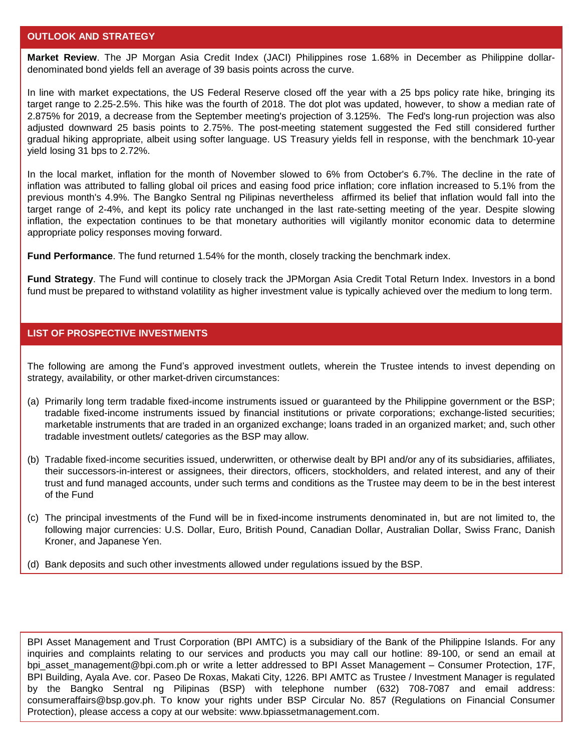## OUTLOOK AND STRATEGY

**Market Review**. The JP Morgan Asia Credit Index (JACI) Philippines rose 1.68% in December as Philippine dollar-denominated bond yields fell an average of 39 basis points across the curve.

In line with market expectations, the US Federal Reserve closed off the year with a 25 bps policy rate hike, bringing its target range to 2.25-2.5%. This hike was the fourth of 2018. The dot plot was updated, however, to show a median rate of 2.875% for 2019, a decrease from the September meeting's projection of 3.125%. The Fed's long-run projection was also adjusted downward 25 basis points to 2.75%. The post-meeting statement suggested the Fed still considered further gradual hiking appropriate, albeit using softer language. US Treasury yields fell in response, with the benchmark 10-year yield losing 31 bps to 2.72%.

In the local market, inflation for the month of November slowed to 6% from October's 6.7%. The decline in the rate of inflation was attributed to falling global oil prices and easing food price inflation; core inflation increased to 5.1% from the previous month's 4.9%. The Bangko Sentral ng Pilipinas nevertheless affirmed its belief that inflation would fall into the target range of 2-4%, and kept its policy rate unchanged in the last rate-setting meeting of the year. Despite slowing inflation, the expectation continues to be that monetary authorities will vigilantly monitor economic data to determine appropriate policy responses moving forward.

**Fund Performance**. The fund returned 1.54% for the month, closely tracking the benchmark index.

**Fund Strategy**. The Fund will continue to closely track the JPMorgan Asia Credit Total Return Index. Investors in a bond fund must be prepared to withstand volatility as higher investment value is typically achieved over the medium to long term.

## LIST OF PROSPECTIVE INVESTMENTS

The following are among the Fund's approved investment outlets, wherein the Trustee intends to invest depending on strategy, availability, or other market-driven circumstances:

(a) Primarily long term tradable fixed-income instruments issued or guaranteed by the Philippine government or the BSP; tradable fixed-income instruments issued by financial institutions or private corporations; exchange-listed securities; marketable instruments that are traded in an organized exchange; loans traded in an organized market; and, such other tradable investment outlets/ categories as the BSP may allow.

(b) Tradable fixed-income securities issued, underwritten, or otherwise dealt by BPI and/or any of its subsidiaries, affiliates, their successors-in-interest or assignees, their directors, officers, stockholders, and related interest, and any of their trust and fund managed accounts, under such terms and conditions as the Trustee may deem to be in the best interest of the Fund

(c) The principal investments of the Fund will be in fixed-income instruments denominated in, but are not limited to, the following major currencies: U.S. Dollar, Euro, British Pound, Canadian Dollar, Australian Dollar, Swiss Franc, Danish Kroner, and Japanese Yen.

(d) Bank deposits and such other investments allowed under regulations issued by the BSP.

BPI Asset Management and Trust Corporation (BPI AMTC) is a subsidiary of the Bank of the Philippine Islands. For any inquiries and complaints relating to our services and products you may call our hotline: 89-100, or send an email at bpi_asset_management@bpi.com.ph or write a letter addressed to BPI Asset Management – Consumer Protection, 17F, BPI Building, Ayala Ave. cor. Paseo De Roxas, Makati City, 1226. BPI AMTC as Trustee / Investment Manager is regulated by the Bangko Sentral ng Pilipinas (BSP) with telephone number (632) 708-7087 and email address: consumeraffairs@bsp.gov.ph. To know your rights under BSP Circular No. 857 (Regulations on Financial Consumer Protection), please access a copy at our website: www.bpiassetmanagement.com.